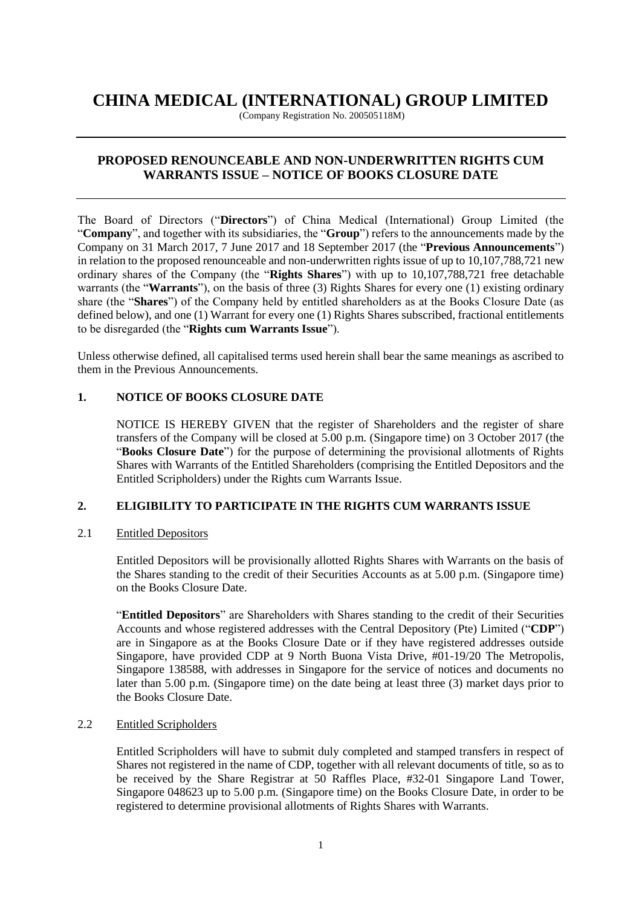# CHINA MEDICAL (INTERNATIONAL) GROUP LIMITED

(Company Registration No. 200505118M)

## PROPOSED RENOUNCEABLE AND NON-UNDERWRITTEN RIGHTS CUM WARRANTS ISSUE – NOTICE OF BOOKS CLOSURE DATE

The Board of Directors ("**Directors**") of China Medical (International) Group Limited (the "**Company**", and together with its subsidiaries, the "**Group**") refers to the announcements made by the Company on 31 March 2017, 7 June 2017 and 18 September 2017 (the "**Previous Announcements**") in relation to the proposed renounceable and non-underwritten rights issue of up to 10,107,788,721 new ordinary shares of the Company (the "**Rights Shares**") with up to 10,107,788,721 free detachable warrants (the "**Warrants**"), on the basis of three (3) Rights Shares for every one (1) existing ordinary share (the "**Shares**") of the Company held by entitled shareholders as at the Books Closure Date (as defined below), and one (1) Warrant for every one (1) Rights Shares subscribed, fractional entitlements to be disregarded (the "**Rights cum Warrants Issue**").

Unless otherwise defined, all capitalised terms used herein shall bear the same meanings as ascribed to them in the Previous Announcements.

### 1. NOTICE OF BOOKS CLOSURE DATE

NOTICE IS HEREBY GIVEN that the register of Shareholders and the register of share transfers of the Company will be closed at 5.00 p.m. (Singapore time) on 3 October 2017 (the "**Books Closure Date**") for the purpose of determining the provisional allotments of Rights Shares with Warrants of the Entitled Shareholders (comprising the Entitled Depositors and the Entitled Scripholders) under the Rights cum Warrants Issue.

### 2. ELIGIBILITY TO PARTICIPATE IN THE RIGHTS CUM WARRANTS ISSUE

#### 2.1 Entitled Depositors

Entitled Depositors will be provisionally allotted Rights Shares with Warrants on the basis of the Shares standing to the credit of their Securities Accounts as at 5.00 p.m. (Singapore time) on the Books Closure Date.

"**Entitled Depositors**" are Shareholders with Shares standing to the credit of their Securities Accounts and whose registered addresses with the Central Depository (Pte) Limited ("**CDP**") are in Singapore as at the Books Closure Date or if they have registered addresses outside Singapore, have provided CDP at 9 North Buona Vista Drive, #01-19/20 The Metropolis, Singapore 138588, with addresses in Singapore for the service of notices and documents no later than 5.00 p.m. (Singapore time) on the date being at least three (3) market days prior to the Books Closure Date.

#### 2.2 Entitled Scripholders

Entitled Scripholders will have to submit duly completed and stamped transfers in respect of Shares not registered in the name of CDP, together with all relevant documents of title, so as to be received by the Share Registrar at 50 Raffles Place, #32-01 Singapore Land Tower, Singapore 048623 up to 5.00 p.m. (Singapore time) on the Books Closure Date, in order to be registered to determine provisional allotments of Rights Shares with Warrants.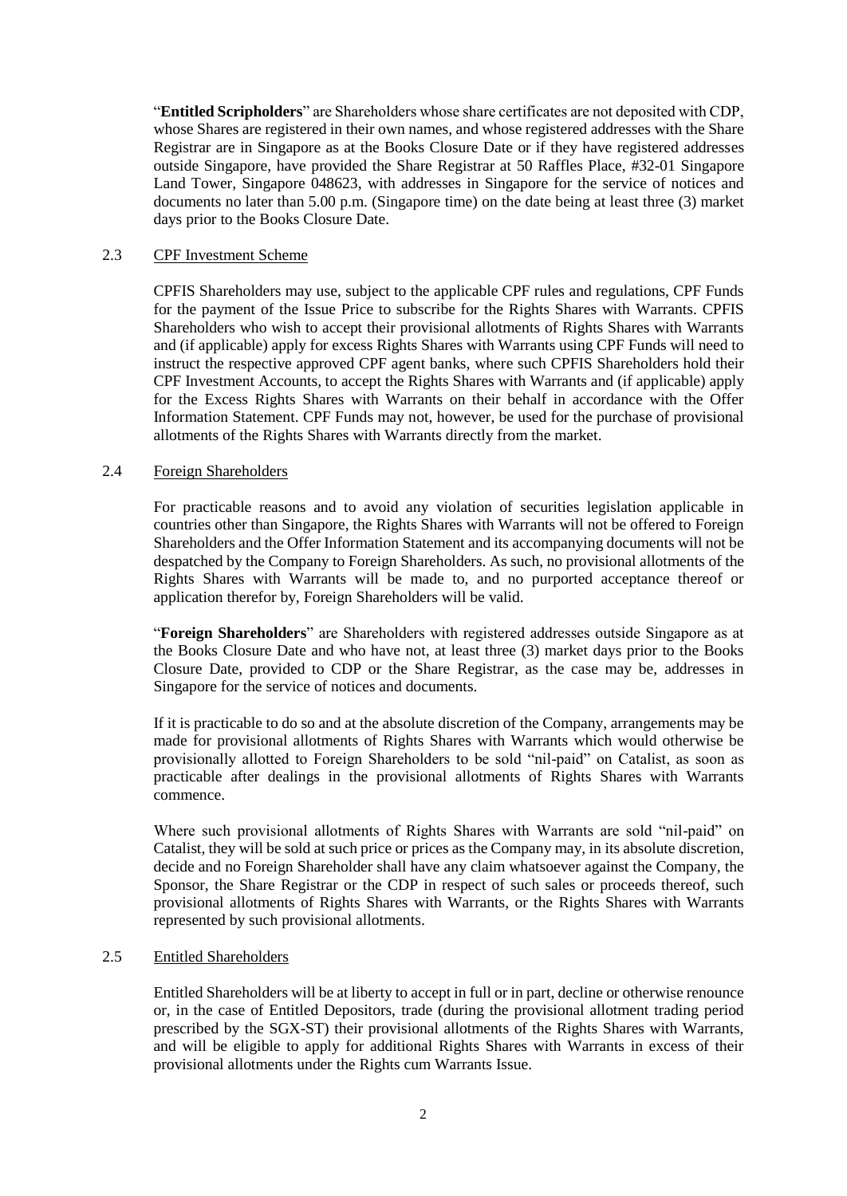"**Entitled Scripholders**" are Shareholders whose share certificates are not deposited with CDP, whose Shares are registered in their own names, and whose registered addresses with the Share Registrar are in Singapore as at the Books Closure Date or if they have registered addresses outside Singapore, have provided the Share Registrar at 50 Raffles Place, #32-01 Singapore Land Tower, Singapore 048623, with addresses in Singapore for the service of notices and documents no later than 5.00 p.m. (Singapore time) on the date being at least three (3) market days prior to the Books Closure Date.

2.3 <u>CPF Investment Scheme</u>

CPFIS Shareholders may use, subject to the applicable CPF rules and regulations, CPF Funds for the payment of the Issue Price to subscribe for the Rights Shares with Warrants. CPFIS Shareholders who wish to accept their provisional allotments of Rights Shares with Warrants and (if applicable) apply for excess Rights Shares with Warrants using CPF Funds will need to instruct the respective approved CPF agent banks, where such CPFIS Shareholders hold their CPF Investment Accounts, to accept the Rights Shares with Warrants and (if applicable) apply for the Excess Rights Shares with Warrants on their behalf in accordance with the Offer Information Statement. CPF Funds may not, however, be used for the purchase of provisional allotments of the Rights Shares with Warrants directly from the market.

2.4 <u>Foreign Shareholders</u>

For practicable reasons and to avoid any violation of securities legislation applicable in countries other than Singapore, the Rights Shares with Warrants will not be offered to Foreign Shareholders and the Offer Information Statement and its accompanying documents will not be despatched by the Company to Foreign Shareholders. As such, no provisional allotments of the Rights Shares with Warrants will be made to, and no purported acceptance thereof or application therefor by, Foreign Shareholders will be valid.

"**Foreign Shareholders**" are Shareholders with registered addresses outside Singapore as at the Books Closure Date and who have not, at least three (3) market days prior to the Books Closure Date, provided to CDP or the Share Registrar, as the case may be, addresses in Singapore for the service of notices and documents.

If it is practicable to do so and at the absolute discretion of the Company, arrangements may be made for provisional allotments of Rights Shares with Warrants which would otherwise be provisionally allotted to Foreign Shareholders to be sold "nil-paid" on Catalist, as soon as practicable after dealings in the provisional allotments of Rights Shares with Warrants commence.

Where such provisional allotments of Rights Shares with Warrants are sold "nil-paid" on Catalist, they will be sold at such price or prices as the Company may, in its absolute discretion, decide and no Foreign Shareholder shall have any claim whatsoever against the Company, the Sponsor, the Share Registrar or the CDP in respect of such sales or proceeds thereof, such provisional allotments of Rights Shares with Warrants, or the Rights Shares with Warrants represented by such provisional allotments.

2.5 <u>Entitled Shareholders</u>

Entitled Shareholders will be at liberty to accept in full or in part, decline or otherwise renounce or, in the case of Entitled Depositors, trade (during the provisional allotment trading period prescribed by the SGX-ST) their provisional allotments of the Rights Shares with Warrants, and will be eligible to apply for additional Rights Shares with Warrants in excess of their provisional allotments under the Rights cum Warrants Issue.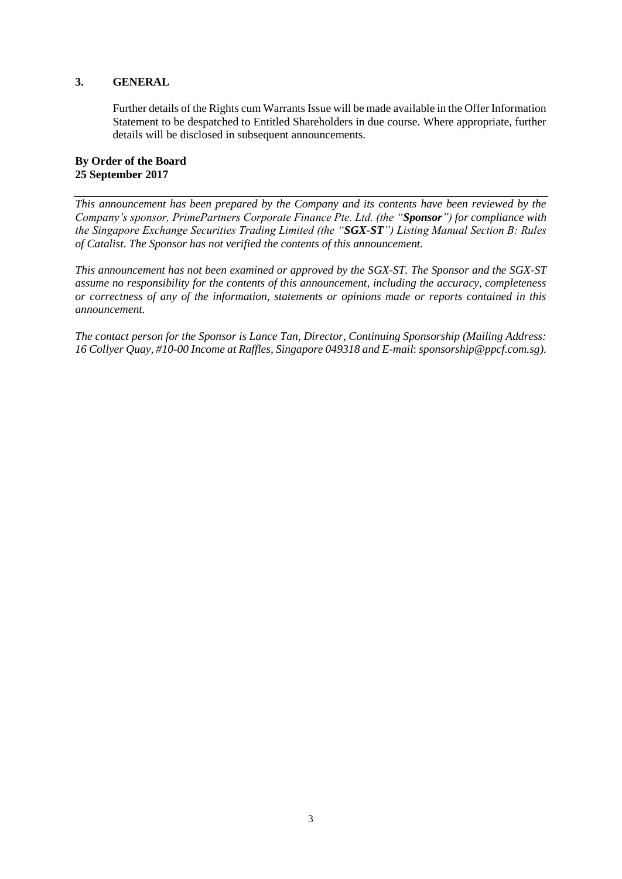## 3. GENERAL

Further details of the Rights cum Warrants Issue will be made available in the Offer Information Statement to be despatched to Entitled Shareholders in due course. Where appropriate, further details will be disclosed in subsequent announcements.

**By Order of the Board**
**25 September 2017**

---

*This announcement has been prepared by the Company and its contents have been reviewed by the Company's sponsor, PrimePartners Corporate Finance Pte. Ltd. (the "**Sponsor**") for compliance with the Singapore Exchange Securities Trading Limited (the "**SGX-ST**") Listing Manual Section B: Rules of Catalist. The Sponsor has not verified the contents of this announcement.*

*This announcement has not been examined or approved by the SGX-ST. The Sponsor and the SGX-ST assume no responsibility for the contents of this announcement, including the accuracy, completeness or correctness of any of the information, statements or opinions made or reports contained in this announcement.*

*The contact person for the Sponsor is Lance Tan, Director, Continuing Sponsorship (Mailing Address: 16 Collyer Quay, #10-00 Income at Raffles, Singapore 049318 and E-mail: sponsorship@ppcf.com.sg).*